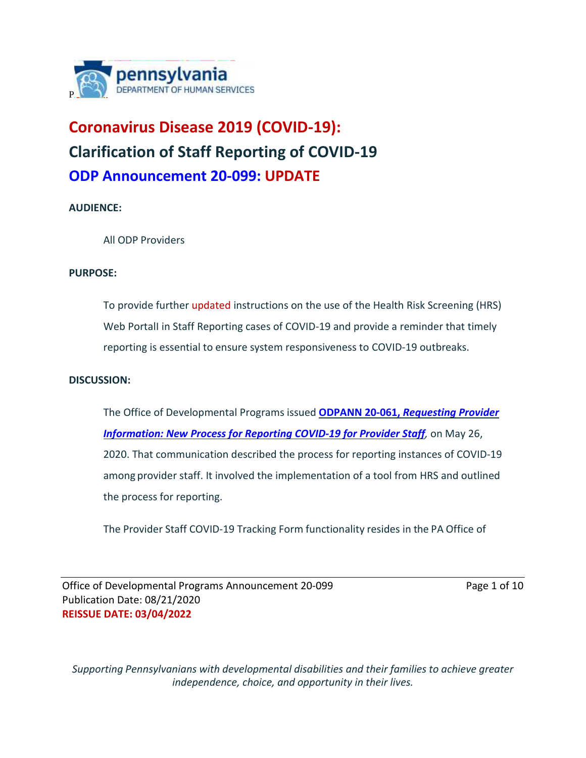# Coronavirus Disease 2019 (COVID-19): Clarification of Staff Reporting of COVID-19

## ODP Announcement 20-099: UPDATE

**AUDIENCE:**

All ODP Providers

**PURPOSE:**

To provide further updated instructions on the use of the Health Risk Screening (HRS) Web Portall in Staff Reporting cases of COVID-19 and provide a reminder that timely reporting is essential to ensure system responsiveness to COVID-19 outbreaks.

**DISCUSSION:**

The Office of Developmental Programs issued **ODPANN 20-061, *Requesting Provider Information: New Process for Reporting COVID-19 for Provider Staff***, on May 26, 2020. That communication described the process for reporting instances of COVID-19 among provider staff. It involved the implementation of a tool from HRS and outlined the process for reporting.

The Provider Staff COVID-19 Tracking Form functionality resides in the PA Office of

Office of Developmental Programs Announcement 20-099
Publication Date: 08/21/2020
**REISSUE DATE: 03/04/2022**

*Supporting Pennsylvanians with developmental disabilities and their families to achieve greater independence, choice, and opportunity in their lives.*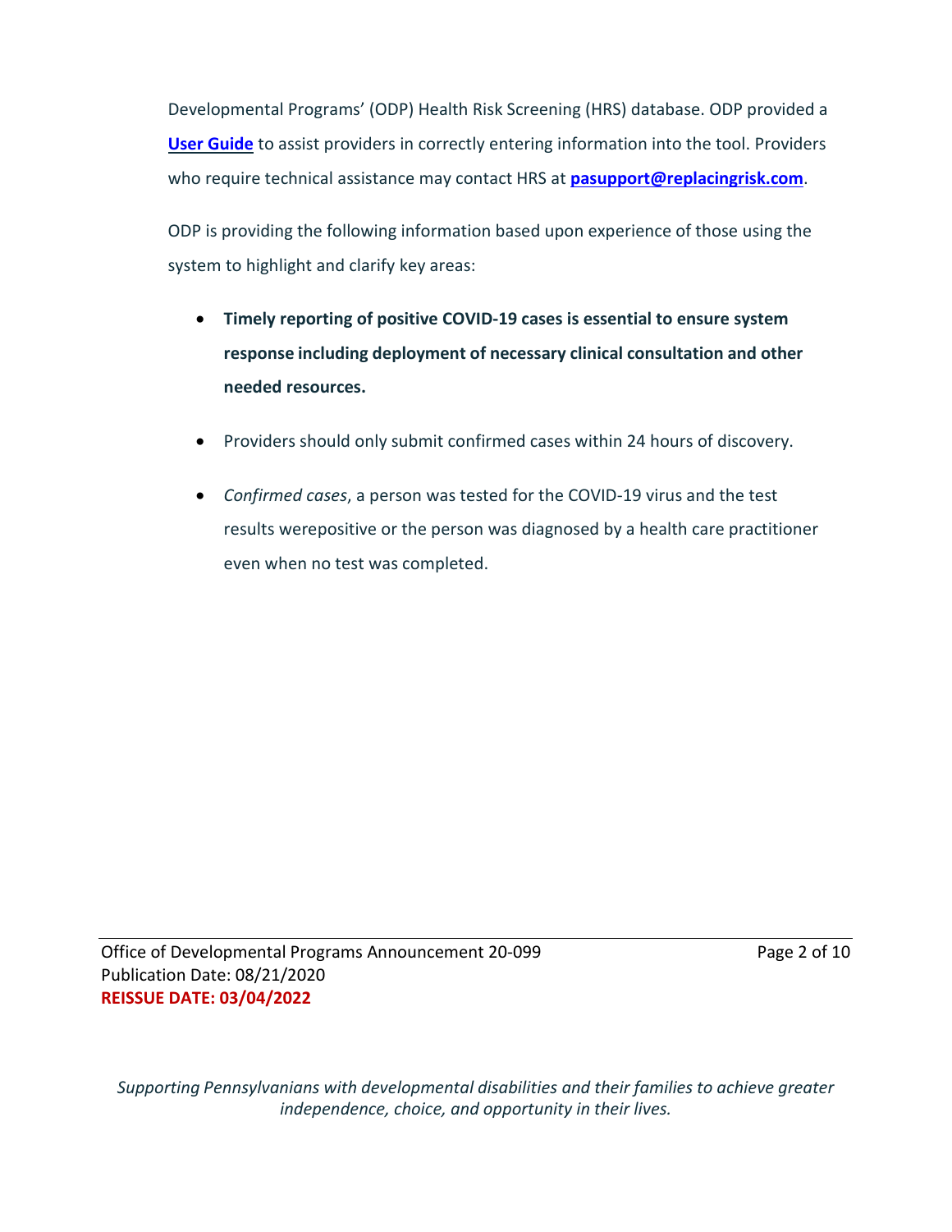Developmental Programs' (ODP) Health Risk Screening (HRS) database. ODP provided a **User Guide** to assist providers in correctly entering information into the tool. Providers who require technical assistance may contact HRS at **pasupport@replacingrisk.com**.

ODP is providing the following information based upon experience of those using the system to highlight and clarify key areas:

- **Timely reporting of positive COVID-19 cases is essential to ensure system response including deployment of necessary clinical consultation and other needed resources.**
- Providers should only submit confirmed cases within 24 hours of discovery.
- *Confirmed cases*, a person was tested for the COVID-19 virus and the test results werepositive or the person was diagnosed by a health care practitioner even when no test was completed.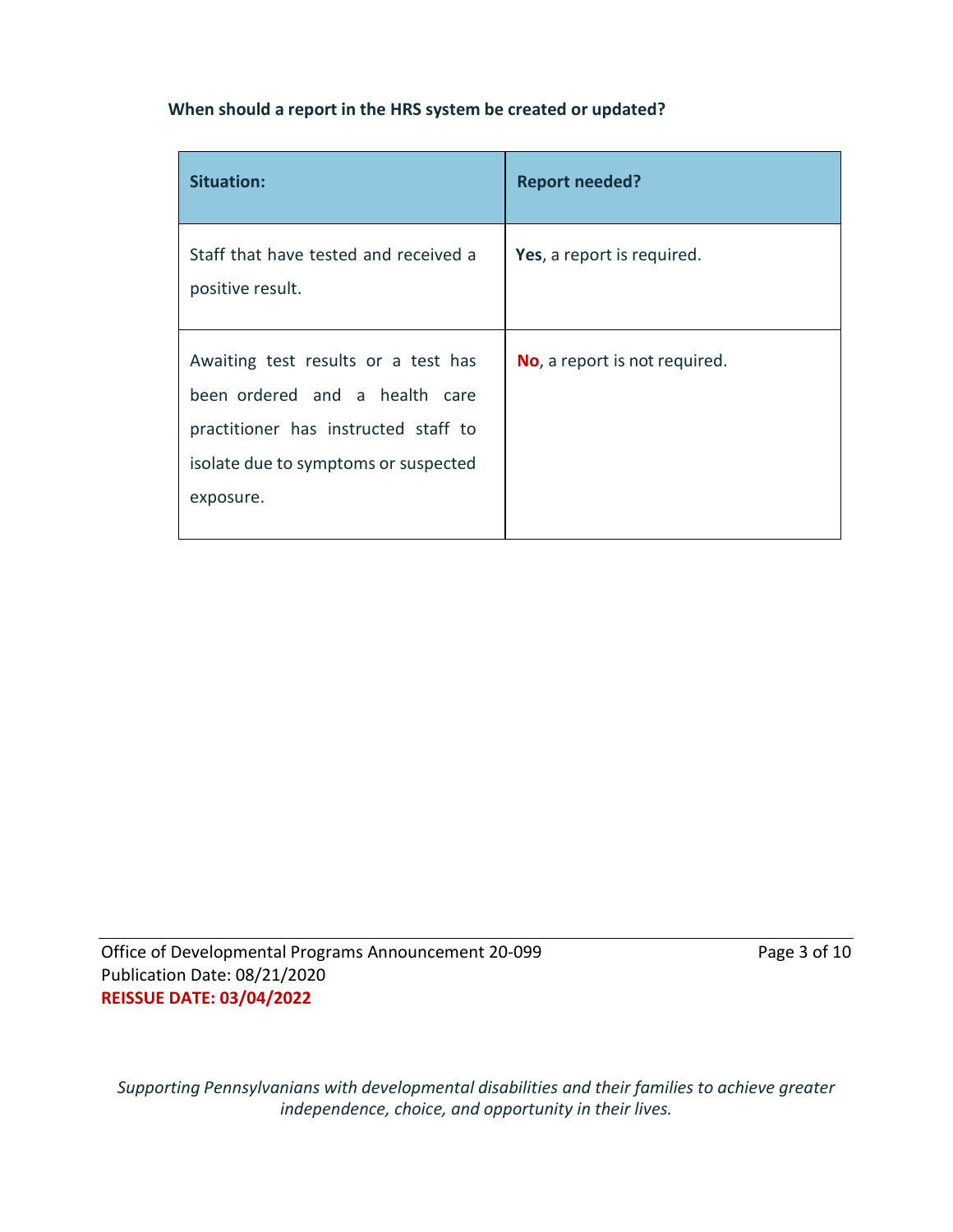**When should a report in the HRS system be created or updated?**

| Situation: | Report needed? |
|---|---|
| Staff that have tested and received a positive result. | **Yes**, a report is required. |
| Awaiting test results or a test has been ordered and a health care practitioner has instructed staff to isolate due to symptoms or suspected exposure. | **No**, a report is not required. |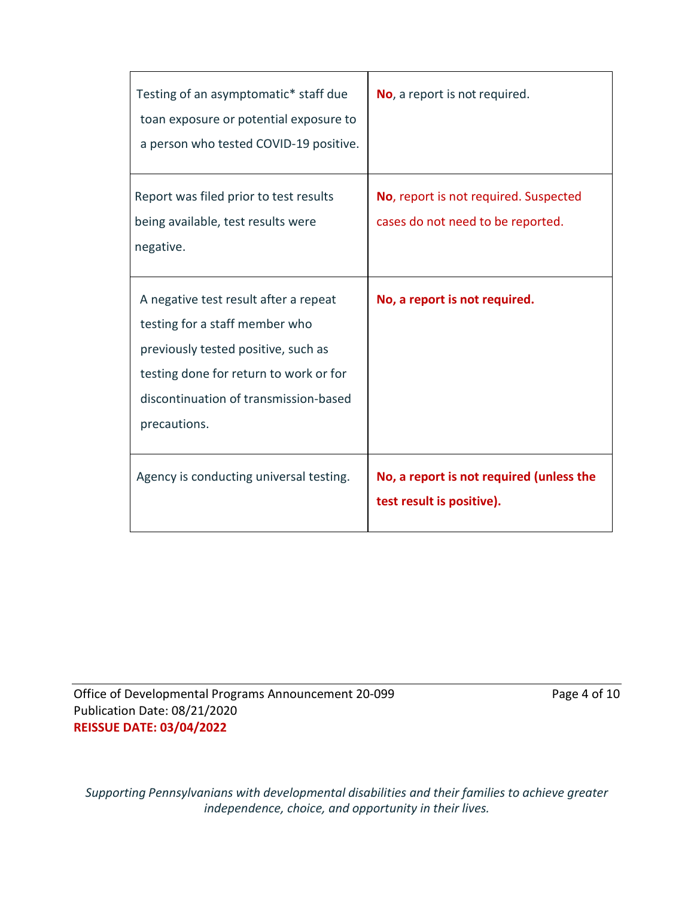| | |
|---|---|
| Testing of an asymptomatic* staff due toan exposure or potential exposure to a person who tested COVID-19 positive. | **No**, a report is not required. |
| Report was filed prior to test results being available, test results were negative. | **No**, report is not required. Suspected cases do not need to be reported. |
| A negative test result after a repeat testing for a staff member who previously tested positive, such as testing done for return to work or for discontinuation of transmission-based precautions. | **No, a report is not required.** |
| Agency is conducting universal testing. | **No, a report is not required (unless the test result is positive).** |

Office of Developmental Programs Announcement 20-099
Publication Date: 08/21/2020
**REISSUE DATE: 03/04/2022**

*Supporting Pennsylvanians with developmental disabilities and their families to achieve greater independence, choice, and opportunity in their lives.*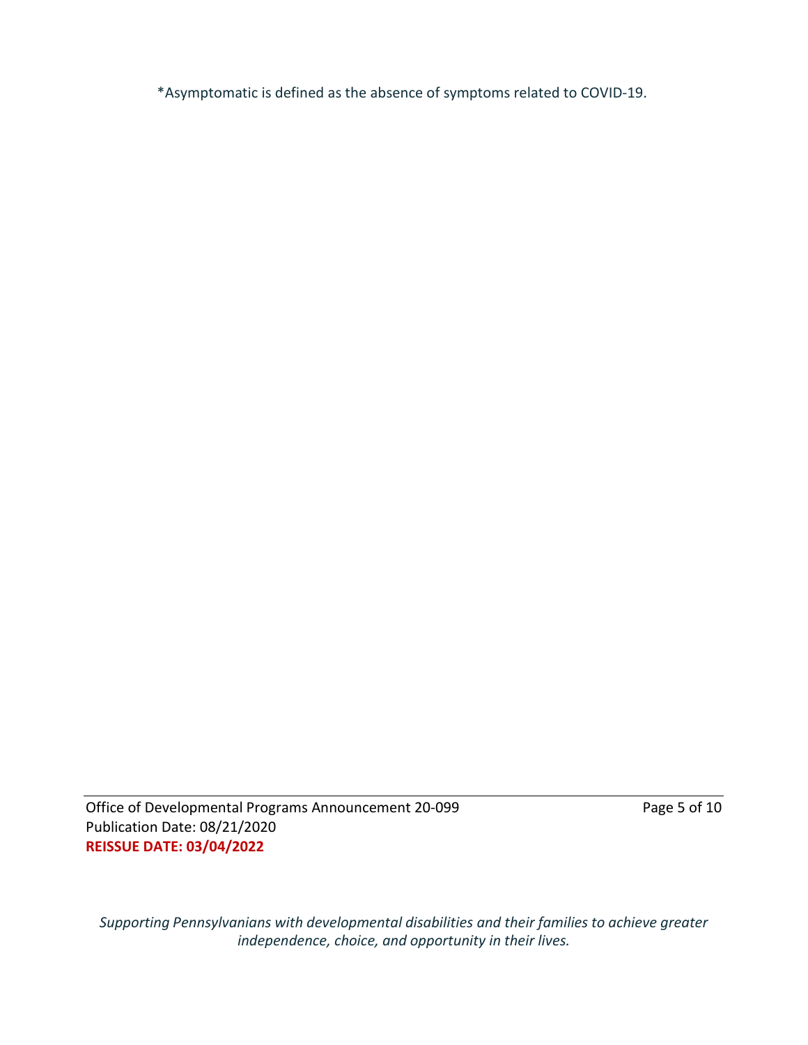*Asymptomatic is defined as the absence of symptoms related to COVID-19.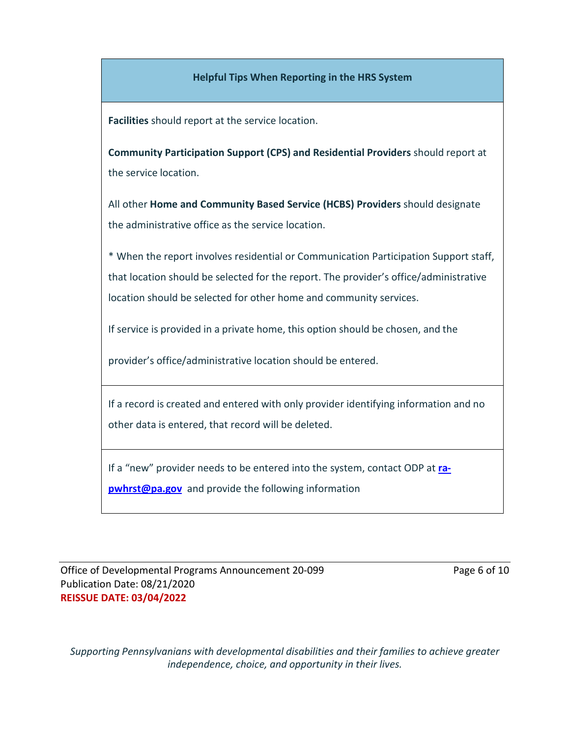| Helpful Tips When Reporting in the HRS System |
| --- |
| **Facilities** should report at the service location.<br><br>**Community Participation Support (CPS) and Residential Providers** should report at the service location.<br><br>All other **Home and Community Based Service (HCBS) Providers** should designate the administrative office as the service location.<br><br>* When the report involves residential or Communication Participation Support staff, that location should be selected for the report. The provider's office/administrative location should be selected for other home and community services.<br><br>If service is provided in a private home, this option should be chosen, and the provider's office/administrative location should be entered. |
| If a record is created and entered with only provider identifying information and no other data is entered, that record will be deleted. |
| If a "new" provider needs to be entered into the system, contact ODP at **ra-pwhrst@pa.gov** and provide the following information |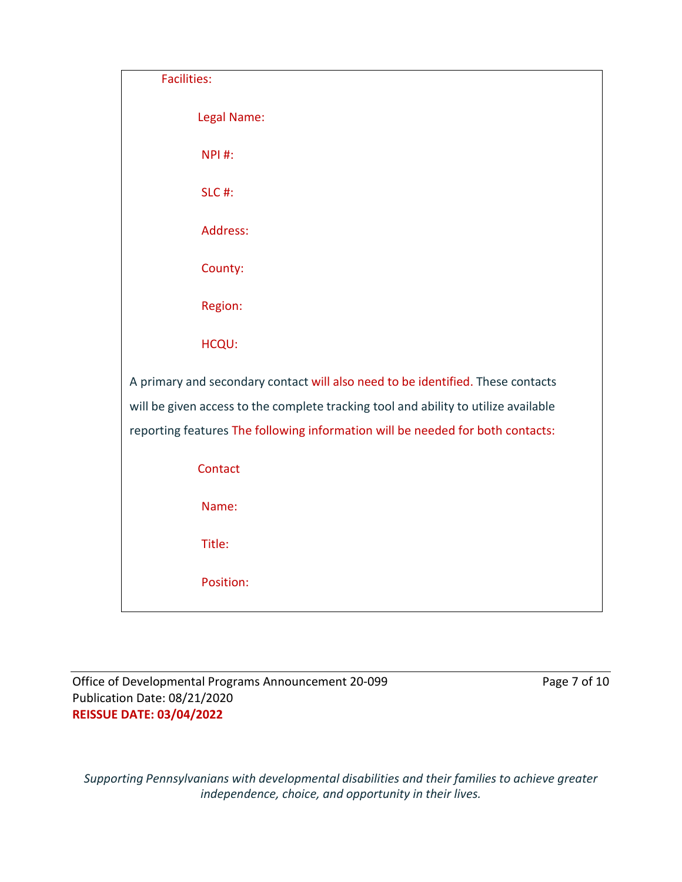Facilities:

Legal Name:

NPI #:

SLC #:

Address:

County:

Region:

HCQU:

A primary and secondary contact will also need to be identified. These contacts will be given access to the complete tracking tool and ability to utilize available reporting features The following information will be needed for both contacts:

Contact

Name:

Title:

Position:

*Supporting Pennsylvanians with developmental disabilities and their families to achieve greater independence, choice, and opportunity in their lives.*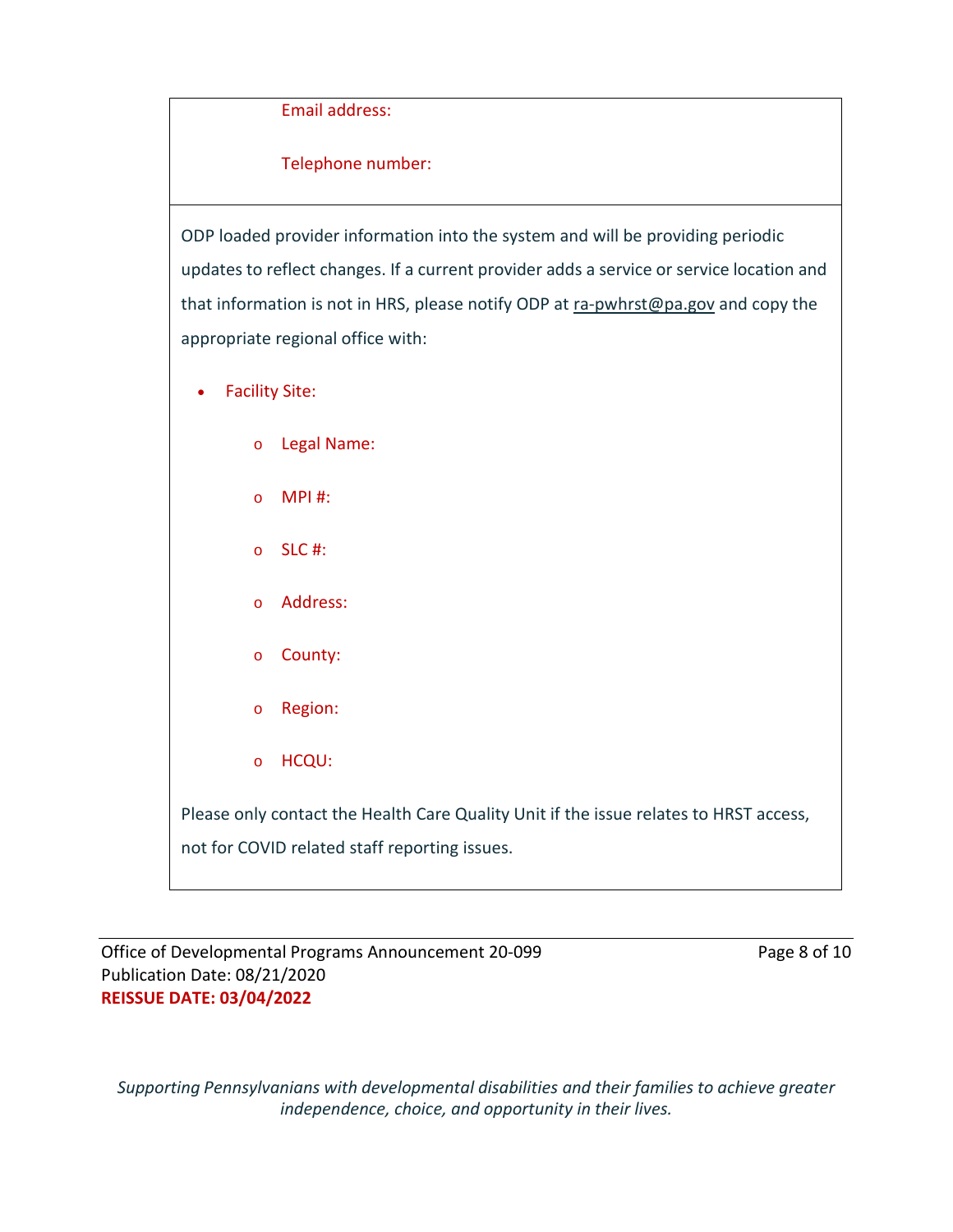Email address:

Telephone number:

ODP loaded provider information into the system and will be providing periodic updates to reflect changes. If a current provider adds a service or service location and that information is not in HRS, please notify ODP at ra-pwhrst@pa.gov and copy the appropriate regional office with:

- Facility Site:
    - Legal Name:
    - MPI #:
    - SLC #:
    - Address:
    - County:
    - Region:
    - HCQU:

Please only contact the Health Care Quality Unit if the issue relates to HRST access, not for COVID related staff reporting issues.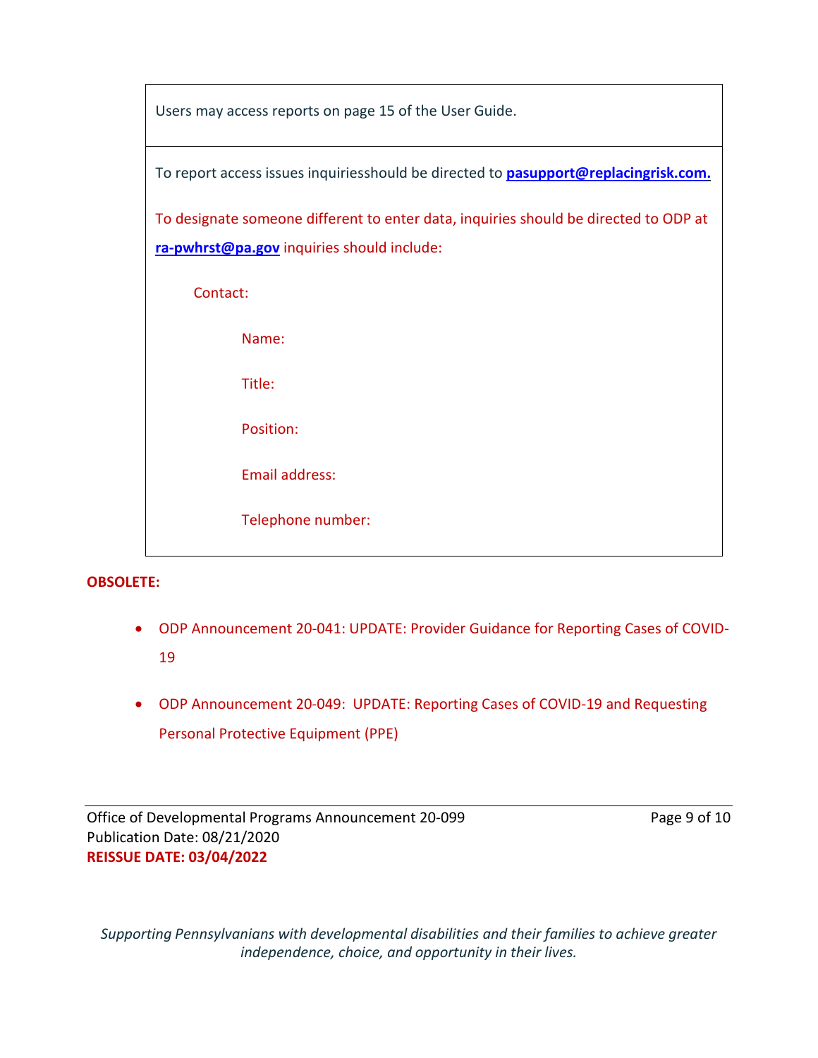| |
|---|
| Users may access reports on page 15 of the User Guide. |
| To report access issues inquiriesshould be directed to **pasupport@replacingrisk.com.**<br><br>To designate someone different to enter data, inquiries should be directed to ODP at **ra-pwhrst@pa.gov** inquiries should include:<br><br>Contact:<br><br>Name:<br><br>Title:<br><br>Position:<br><br>Email address:<br><br>Telephone number: |

**OBSOLETE:**

- ODP Announcement 20-041: UPDATE: Provider Guidance for Reporting Cases of COVID-19
- ODP Announcement 20-049: UPDATE: Reporting Cases of COVID-19 and Requesting Personal Protective Equipment (PPE)

Office of Developmental Programs Announcement 20-099
Publication Date: 08/21/2020
**REISSUE DATE: 03/04/2022**

*Supporting Pennsylvanians with developmental disabilities and their families to achieve greater independence, choice, and opportunity in their lives.*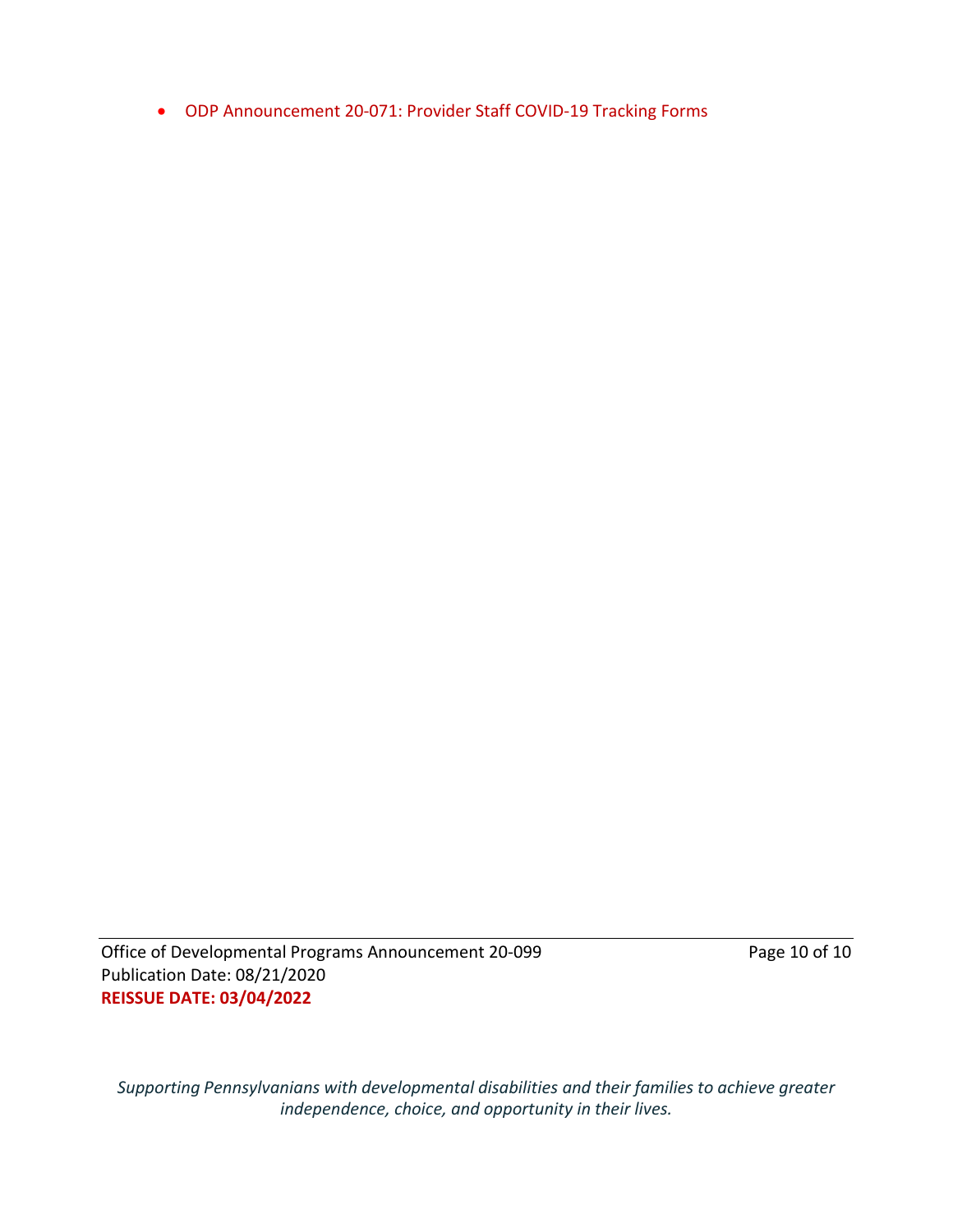- ODP Announcement 20-071: Provider Staff COVID-19 Tracking Forms